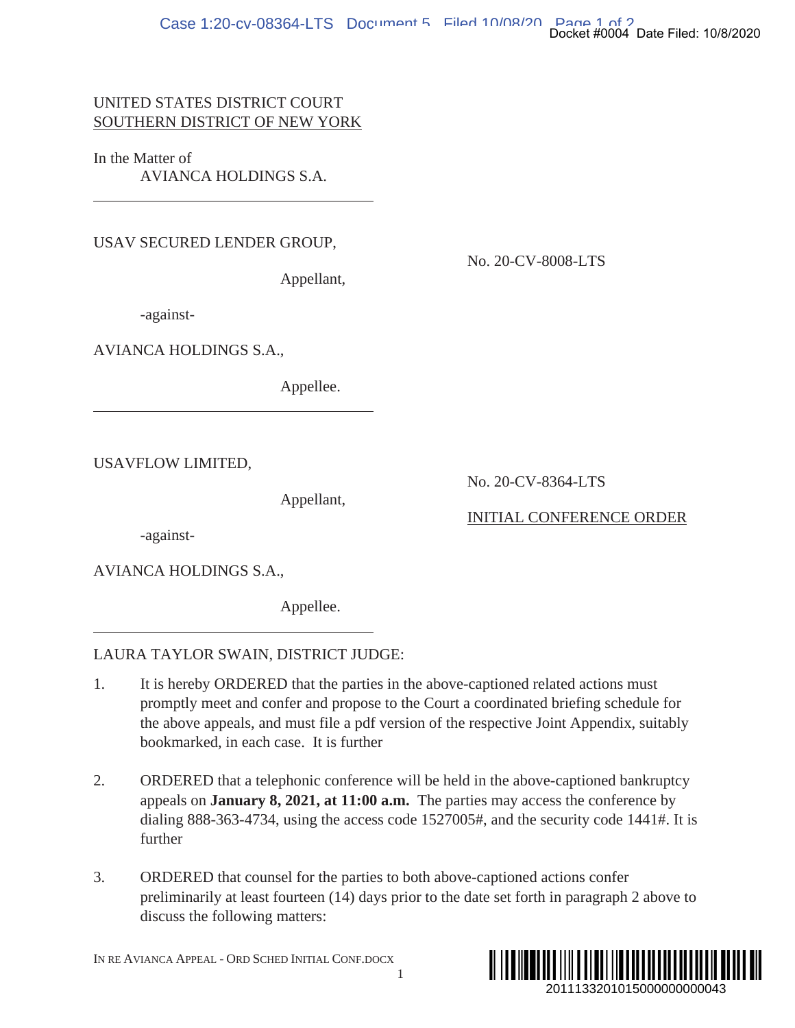UNITED STATES DISTRICT COURT
SOUTHERN DISTRICT OF NEW YORK

In the Matter of
AVIANCA HOLDINGS S.A.

---

USAV SECURED LENDER GROUP,

Appellant,

-against-

AVIANCA HOLDINGS S.A.,

Appellee.

No. 20-CV-8008-LTS

---

USAVFLOW LIMITED,

Appellant,

-against-

AVIANCA HOLDINGS S.A.,

Appellee.

No. 20-CV-8364-LTS

INITIAL CONFERENCE ORDER

---

LAURA TAYLOR SWAIN, DISTRICT JUDGE:

1. It is hereby ORDERED that the parties in the above-captioned related actions must promptly meet and confer and propose to the Court a coordinated briefing schedule for the above appeals, and must file a pdf version of the respective Joint Appendix, suitably bookmarked, in each case. It is further

2. ORDERED that a telephonic conference will be held in the above-captioned bankruptcy appeals on **January 8, 2021, at 11:00 a.m.** The parties may access the conference by dialing 888-363-4734, using the access code 1527005#, and the security code 1441#. It is further

3. ORDERED that counsel for the parties to both above-captioned actions confer preliminarily at least fourteen (14) days prior to the date set forth in paragraph 2 above to discuss the following matters: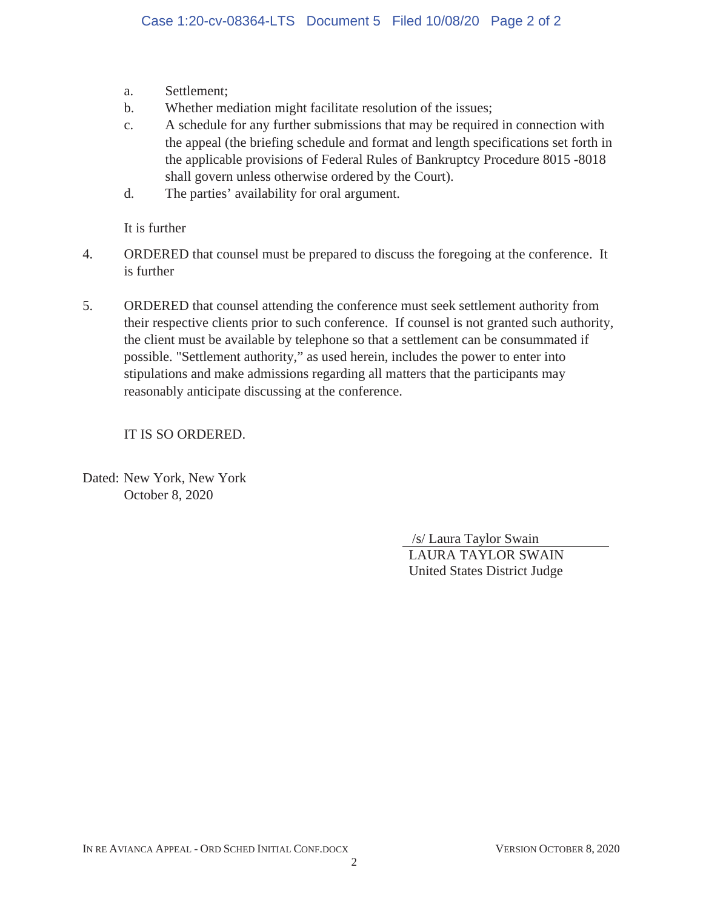a. Settlement;

b. Whether mediation might facilitate resolution of the issues;

c. A schedule for any further submissions that may be required in connection with the appeal (the briefing schedule and format and length specifications set forth in the applicable provisions of Federal Rules of Bankruptcy Procedure 8015 -8018 shall govern unless otherwise ordered by the Court).

d. The parties' availability for oral argument.

It is further

4. ORDERED that counsel must be prepared to discuss the foregoing at the conference. It is further

5. ORDERED that counsel attending the conference must seek settlement authority from their respective clients prior to such conference. If counsel is not granted such authority, the client must be available by telephone so that a settlement can be consummated if possible. "Settlement authority," as used herein, includes the power to enter into stipulations and make admissions regarding all matters that the participants may reasonably anticipate discussing at the conference.

IT IS SO ORDERED.

Dated: New York, New York
October 8, 2020

/s/ Laura Taylor Swain
LAURA TAYLOR SWAIN
United States District Judge

IN RE AVIANCA APPEAL - ORD SCHED INITIAL CONF.DOCX VERSION OCTOBER 8, 2020